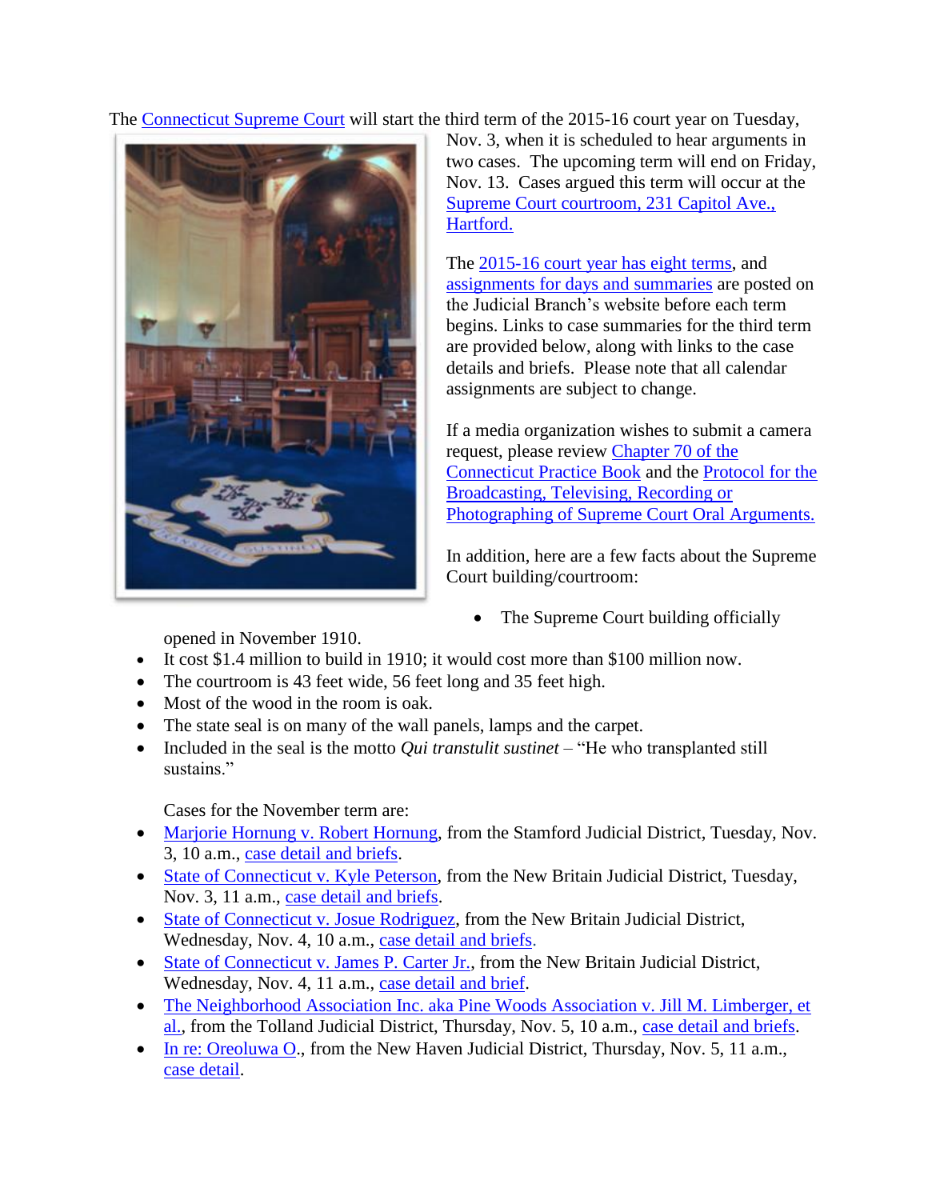The Connecticut Supreme Court will start the third term of the 2015-16 court year on Tuesday, Nov. 3, when it is scheduled to hear arguments in two cases. The upcoming term will end on Friday, Nov. 13. Cases argued this term will occur at the Supreme Court courtroom, 231 Capitol Ave., Hartford.

The 2015-16 court year has eight terms, and assignments for days and summaries are posted on the Judicial Branch's website before each term begins. Links to case summaries for the third term are provided below, along with links to the case details and briefs. Please note that all calendar assignments are subject to change.

If a media organization wishes to submit a camera request, please review Chapter 70 of the Connecticut Practice Book and the Protocol for the Broadcasting, Televising, Recording or Photographing of Supreme Court Oral Arguments.

In addition, here are a few facts about the Supreme Court building/courtroom:

- The Supreme Court building officially opened in November 1910.
- It cost $1.4 million to build in 1910; it would cost more than $100 million now.
- The courtroom is 43 feet wide, 56 feet long and 35 feet high.
- Most of the wood in the room is oak.
- The state seal is on many of the wall panels, lamps and the carpet.
- Included in the seal is the motto *Qui transtulit sustinet* – "He who transplanted still sustains."

Cases for the November term are:

- Marjorie Hornung v. Robert Hornung, from the Stamford Judicial District, Tuesday, Nov. 3, 10 a.m., case detail and briefs.
- State of Connecticut v. Kyle Peterson, from the New Britain Judicial District, Tuesday, Nov. 3, 11 a.m., case detail and briefs.
- State of Connecticut v. Josue Rodriguez, from the New Britain Judicial District, Wednesday, Nov. 4, 10 a.m., case detail and briefs.
- State of Connecticut v. James P. Carter Jr., from the New Britain Judicial District, Wednesday, Nov. 4, 11 a.m., case detail and brief.
- The Neighborhood Association Inc. aka Pine Woods Association v. Jill M. Limberger, et al., from the Tolland Judicial District, Thursday, Nov. 5, 10 a.m., case detail and briefs.
- In re: Oreoluwa O., from the New Haven Judicial District, Thursday, Nov. 5, 11 a.m., case detail.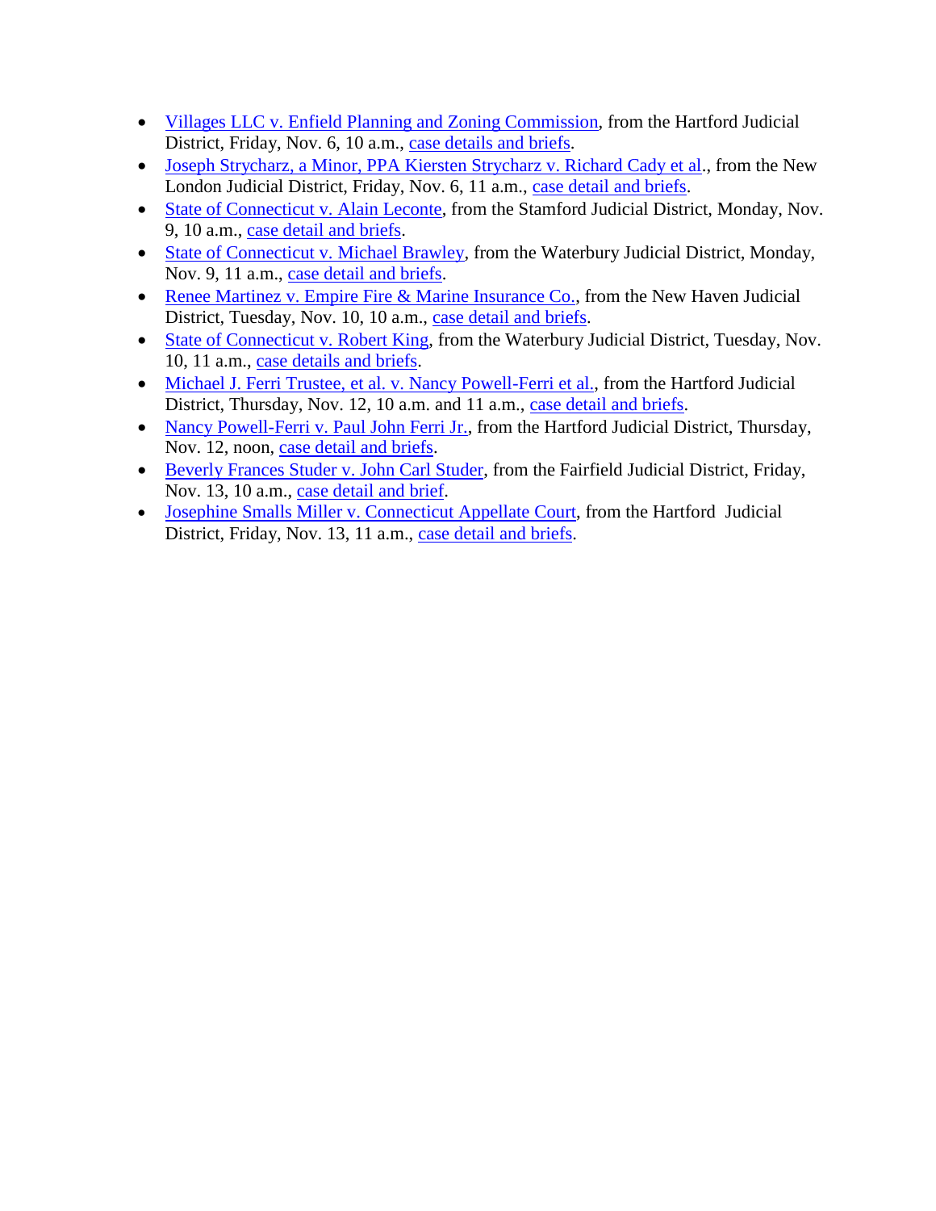- Villages LLC v. Enfield Planning and Zoning Commission, from the Hartford Judicial District, Friday, Nov. 6, 10 a.m., case details and briefs.
- Joseph Strycharz, a Minor, PPA Kiersten Strycharz v. Richard Cady et al., from the New London Judicial District, Friday, Nov. 6, 11 a.m., case detail and briefs.
- State of Connecticut v. Alain Leconte, from the Stamford Judicial District, Monday, Nov. 9, 10 a.m., case detail and briefs.
- State of Connecticut v. Michael Brawley, from the Waterbury Judicial District, Monday, Nov. 9, 11 a.m., case detail and briefs.
- Renee Martinez v. Empire Fire & Marine Insurance Co., from the New Haven Judicial District, Tuesday, Nov. 10, 10 a.m., case detail and briefs.
- State of Connecticut v. Robert King, from the Waterbury Judicial District, Tuesday, Nov. 10, 11 a.m., case details and briefs.
- Michael J. Ferri Trustee, et al. v. Nancy Powell-Ferri et al., from the Hartford Judicial District, Thursday, Nov. 12, 10 a.m. and 11 a.m., case detail and briefs.
- Nancy Powell-Ferri v. Paul John Ferri Jr., from the Hartford Judicial District, Thursday, Nov. 12, noon, case detail and briefs.
- Beverly Frances Studer v. John Carl Studer, from the Fairfield Judicial District, Friday, Nov. 13, 10 a.m., case detail and brief.
- Josephine Smalls Miller v. Connecticut Appellate Court, from the Hartford Judicial District, Friday, Nov. 13, 11 a.m., case detail and briefs.